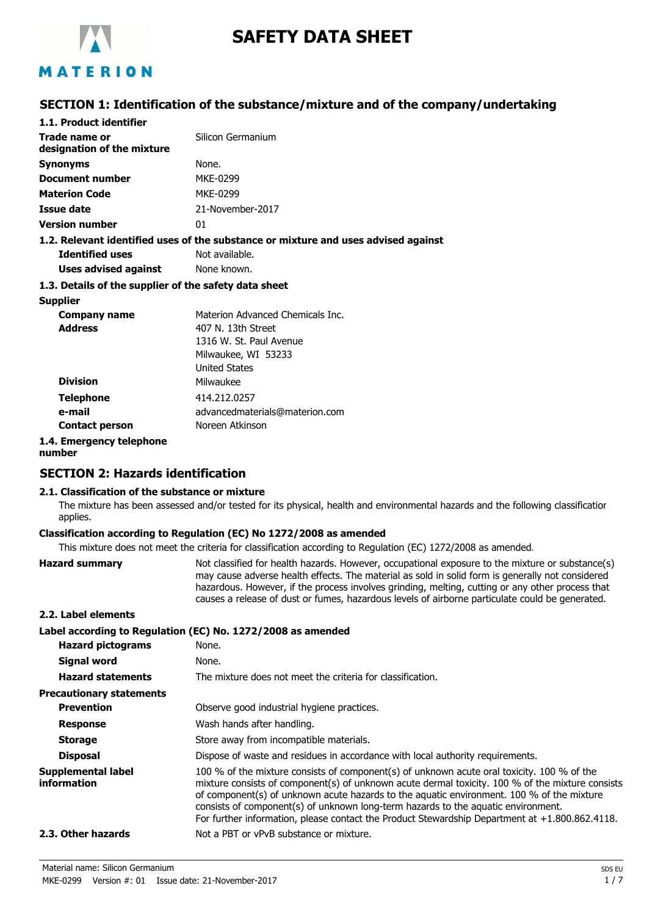# SAFETY DATA SHEET

## SECTION 1: Identification of the substance/mixture and of the company/undertaking

### 1.1. Product identifier

| | |
|---|---|
| **Trade name or designation of the mixture** | Silicon Germanium |
| **Synonyms** | None. |
| **Document number** | MKE-0299 |
| **Materion Code** | MKE-0299 |
| **Issue date** | 21-November-2017 |
| **Version number** | 01 |

### 1.2. Relevant identified uses of the substance or mixture and uses advised against

| | |
|---|---|
| **Identified uses** | Not available. |
| **Uses advised against** | None known. |

### 1.3. Details of the supplier of the safety data sheet

**Supplier**

| | |
|---|---|
| **Company name** | Materion Advanced Chemicals Inc. |
| **Address** | 407 N. 13th Street<br>1316 W. St. Paul Avenue<br>Milwaukee, WI 53233<br>United States |
| **Division** | Milwaukee |
| **Telephone** | 414.212.0257 |
| **e-mail** | advancedmaterials@materion.com |
| **Contact person** | Noreen Atkinson |

### 1.4. Emergency telephone number

## SECTION 2: Hazards identification

### 2.1. Classification of the substance or mixture

The mixture has been assessed and/or tested for its physical, health and environmental hazards and the following classification applies.

**Classification according to Regulation (EC) No 1272/2008 as amended**

This mixture does not meet the criteria for classification according to Regulation (EC) 1272/2008 as amended.

**Hazard summary** Not classified for health hazards. However, occupational exposure to the mixture or substance(s) may cause adverse health effects. The material as sold in solid form is generally not considered hazardous. However, if the process involves grinding, melting, cutting or any other process that causes a release of dust or fumes, hazardous levels of airborne particulate could be generated.

### 2.2. Label elements

**Label according to Regulation (EC) No. 1272/2008 as amended**

| | |
|---|---|
| **Hazard pictograms** | None. |
| **Signal word** | None. |
| **Hazard statements** | The mixture does not meet the criteria for classification. |

**Precautionary statements**

| | |
|---|---|
| **Prevention** | Observe good industrial hygiene practices. |
| **Response** | Wash hands after handling. |
| **Storage** | Store away from incompatible materials. |
| **Disposal** | Dispose of waste and residues in accordance with local authority requirements. |

**Supplemental label information** 100 % of the mixture consists of component(s) of unknown acute oral toxicity. 100 % of the mixture consists of component(s) of unknown acute dermal toxicity. 100 % of the mixture consists of component(s) of unknown acute hazards to the aquatic environment. 100 % of the mixture consists of component(s) of unknown long-term hazards to the aquatic environment.
For further information, please contact the Product Stewardship Department at +1.800.862.4118.

### 2.3. Other hazards

Not a PBT or vPvB substance or mixture.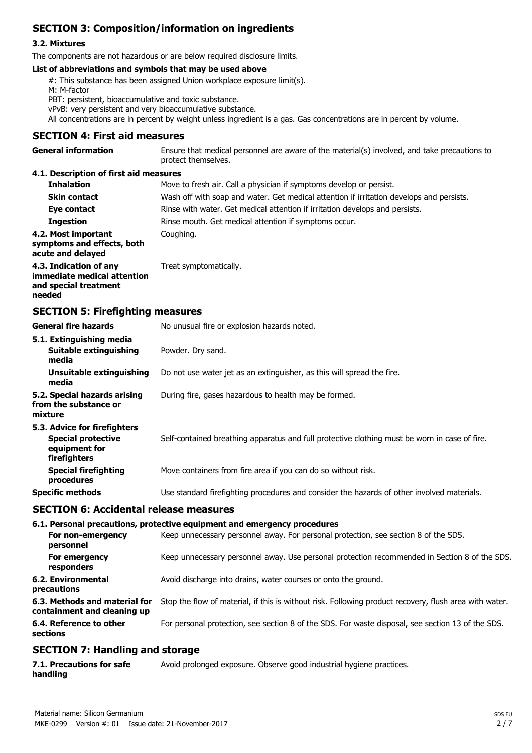## SECTION 3: Composition/information on ingredients

### 3.2. Mixtures

The components are not hazardous or are below required disclosure limits.

**List of abbreviations and symbols that may be used above**

#: This substance has been assigned Union workplace exposure limit(s).
M: M-factor
PBT: persistent, bioaccumulative and toxic substance.
vPvB: very persistent and very bioaccumulative substance.
All concentrations are in percent by weight unless ingredient is a gas. Gas concentrations are in percent by volume.

## SECTION 4: First aid measures

**General information** Ensure that medical personnel are aware of the material(s) involved, and take precautions to protect themselves.

**4.1. Description of first aid measures**

| | |
|---|---|
| **Inhalation** | Move to fresh air. Call a physician if symptoms develop or persist. |
| **Skin contact** | Wash off with soap and water. Get medical attention if irritation develops and persists. |
| **Eye contact** | Rinse with water. Get medical attention if irritation develops and persists. |
| **Ingestion** | Rinse mouth. Get medical attention if symptoms occur. |
| **4.2. Most important symptoms and effects, both acute and delayed** | Coughing. |
| **4.3. Indication of any immediate medical attention and special treatment needed** | Treat symptomatically. |

## SECTION 5: Firefighting measures

| | |
|---|---|
| **General fire hazards** | No unusual fire or explosion hazards noted. |
| **5.1. Extinguishing media** | |
| **Suitable extinguishing media** | Powder. Dry sand. |
| **Unsuitable extinguishing media** | Do not use water jet as an extinguisher, as this will spread the fire. |
| **5.2. Special hazards arising from the substance or mixture** | During fire, gases hazardous to health may be formed. |
| **5.3. Advice for firefighters** | |
| **Special protective equipment for firefighters** | Self-contained breathing apparatus and full protective clothing must be worn in case of fire. |
| **Special firefighting procedures** | Move containers from fire area if you can do so without risk. |
| **Specific methods** | Use standard firefighting procedures and consider the hazards of other involved materials. |

## SECTION 6: Accidental release measures

**6.1. Personal precautions, protective equipment and emergency procedures**

| | |
|---|---|
| **For non-emergency personnel** | Keep unnecessary personnel away. For personal protection, see section 8 of the SDS. |
| **For emergency responders** | Keep unnecessary personnel away. Use personal protection recommended in Section 8 of the SDS. |
| **6.2. Environmental precautions** | Avoid discharge into drains, water courses or onto the ground. |
| **6.3. Methods and material for containment and cleaning up** | Stop the flow of material, if this is without risk. Following product recovery, flush area with water. |
| **6.4. Reference to other sections** | For personal protection, see section 8 of the SDS. For waste disposal, see section 13 of the SDS. |

## SECTION 7: Handling and storage

**7.1. Precautions for safe handling** Avoid prolonged exposure. Observe good industrial hygiene practices.

Material name: Silicon Germanium
MKE-0299 Version #: 01 Issue date: 21-November-2017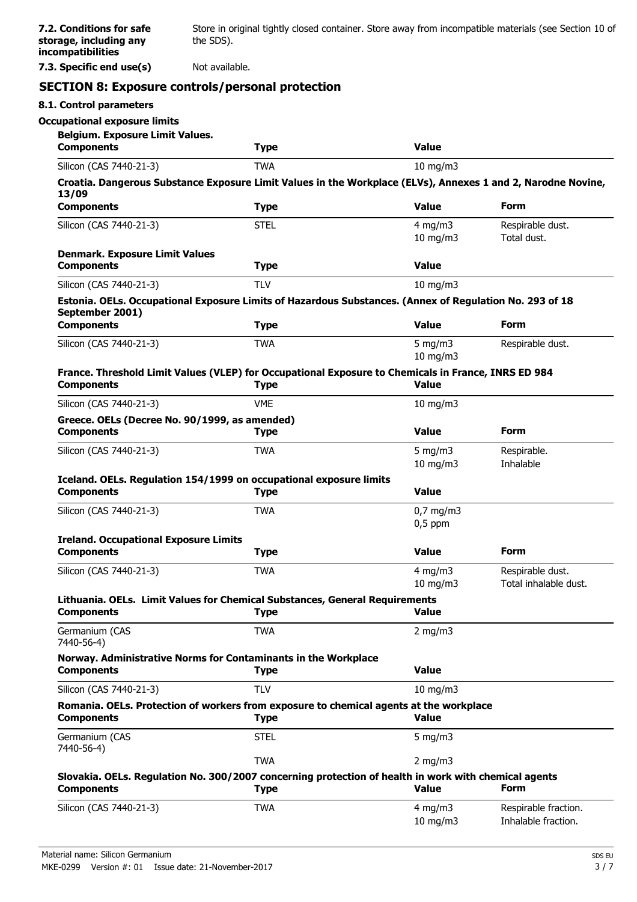| | |
|---|---|
| **7.2. Conditions for safe storage, including any incompatibilities** | Store in original tightly closed container. Store away from incompatible materials (see Section 10 of the SDS). |
| **7.3. Specific end use(s)** | Not available. |

## SECTION 8: Exposure controls/personal protection

### 8.1. Control parameters

**Occupational exposure limits**

**Belgium. Exposure Limit Values.**

| Components | Type | Value |
|---|---|---|
| Silicon (CAS 7440-21-3) | TWA | 10 mg/m3 |

**Croatia. Dangerous Substance Exposure Limit Values in the Workplace (ELVs), Annexes 1 and 2, Narodne Novine, 13/09**

| Components | Type | Value | Form |
|---|---|---|---|
| Silicon (CAS 7440-21-3) | STEL | 4 mg/m3 | Respirable dust. |
| | | 10 mg/m3 | Total dust. |

**Denmark. Exposure Limit Values**

| Components | Type | Value |
|---|---|---|
| Silicon (CAS 7440-21-3) | TLV | 10 mg/m3 |

**Estonia. OELs. Occupational Exposure Limits of Hazardous Substances. (Annex of Regulation No. 293 of 18 September 2001)**

| Components | Type | Value | Form |
|---|---|---|---|
| Silicon (CAS 7440-21-3) | TWA | 5 mg/m3 | Respirable dust. |
| | | 10 mg/m3 | |

**France. Threshold Limit Values (VLEP) for Occupational Exposure to Chemicals in France, INRS ED 984**

| Components | Type | Value |
|---|---|---|
| Silicon (CAS 7440-21-3) | VME | 10 mg/m3 |

**Greece. OELs (Decree No. 90/1999, as amended)**

| Components | Type | Value | Form |
|---|---|---|---|
| Silicon (CAS 7440-21-3) | TWA | 5 mg/m3 | Respirable. |
| | | 10 mg/m3 | Inhalable |

**Iceland. OELs. Regulation 154/1999 on occupational exposure limits**

| Components | Type | Value |
|---|---|---|
| Silicon (CAS 7440-21-3) | TWA | 0,7 mg/m3 |
| | | 0,5 ppm |

**Ireland. Occupational Exposure Limits**

| Components | Type | Value | Form |
|---|---|---|---|
| Silicon (CAS 7440-21-3) | TWA | 4 mg/m3 | Respirable dust. |
| | | 10 mg/m3 | Total inhalable dust. |

**Lithuania. OELs. Limit Values for Chemical Substances, General Requirements**

| Components | Type | Value |
|---|---|---|
| Germanium (CAS 7440-56-4) | TWA | 2 mg/m3 |

**Norway. Administrative Norms for Contaminants in the Workplace**

| Components | Type | Value |
|---|---|---|
| Silicon (CAS 7440-21-3) | TLV | 10 mg/m3 |

**Romania. OELs. Protection of workers from exposure to chemical agents at the workplace**

| Components | Type | Value |
|---|---|---|
| Germanium (CAS 7440-56-4) | STEL | 5 mg/m3 |
| | TWA | 2 mg/m3 |

**Slovakia. OELs. Regulation No. 300/2007 concerning protection of health in work with chemical agents**

| Components | Type | Value | Form |
|---|---|---|---|
| Silicon (CAS 7440-21-3) | TWA | 4 mg/m3 | Respirable fraction. |
| | | 10 mg/m3 | Inhalable fraction. |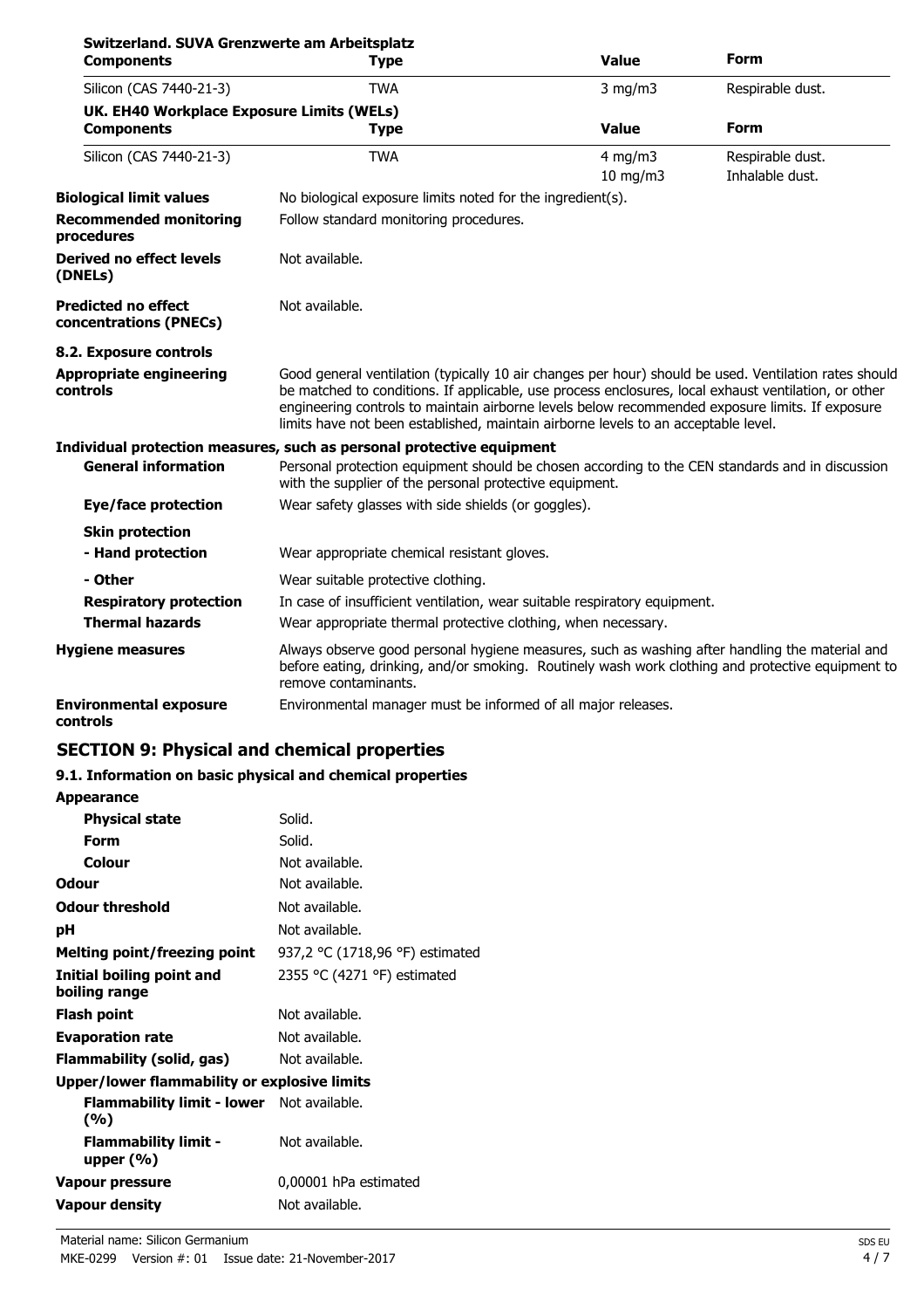**Switzerland. SUVA Grenzwerte am Arbeitsplatz**

| Components | Type | Value | Form |
|---|---|---|---|
| Silicon (CAS 7440-21-3) | TWA | 3 mg/m3 | Respirable dust. |

**UK. EH40 Workplace Exposure Limits (WELs)**

| Components | Type | Value | Form |
|---|---|---|---|
| Silicon (CAS 7440-21-3) | TWA | 4 mg/m3 | Respirable dust. |
| | | 10 mg/m3 | Inhalable dust. |

**Biological limit values** No biological exposure limits noted for the ingredient(s).

**Recommended monitoring procedures** Follow standard monitoring procedures.

**Derived no effect levels (DNELs)** Not available.

**Predicted no effect concentrations (PNECs)** Not available.

**8.2. Exposure controls**

**Appropriate engineering controls** Good general ventilation (typically 10 air changes per hour) should be used. Ventilation rates should be matched to conditions. If applicable, use process enclosures, local exhaust ventilation, or other engineering controls to maintain airborne levels below recommended exposure limits. If exposure limits have not been established, maintain airborne levels to an acceptable level.

**Individual protection measures, such as personal protective equipment**

**General information** Personal protection equipment should be chosen according to the CEN standards and in discussion with the supplier of the personal protective equipment.

**Eye/face protection** Wear safety glasses with side shields (or goggles).

**Skin protection**

**- Hand protection** Wear appropriate chemical resistant gloves.

**- Other** Wear suitable protective clothing.

**Respiratory protection** In case of insufficient ventilation, wear suitable respiratory equipment.

**Thermal hazards** Wear appropriate thermal protective clothing, when necessary.

**Hygiene measures** Always observe good personal hygiene measures, such as washing after handling the material and before eating, drinking, and/or smoking. Routinely wash work clothing and protective equipment to remove contaminants.

**Environmental exposure controls** Environmental manager must be informed of all major releases.

## SECTION 9: Physical and chemical properties

### 9.1. Information on basic physical and chemical properties

**Appearance**

| | |
|---|---|
| **Physical state** | Solid. |
| **Form** | Solid. |
| **Colour** | Not available. |
| **Odour** | Not available. |
| **Odour threshold** | Not available. |
| **pH** | Not available. |
| **Melting point/freezing point** | 937,2 °C (1718,96 °F) estimated |
| **Initial boiling point and boiling range** | 2355 °C (4271 °F) estimated |
| **Flash point** | Not available. |
| **Evaporation rate** | Not available. |
| **Flammability (solid, gas)** | Not available. |
| **Upper/lower flammability or explosive limits** | |
| **Flammability limit - lower (%)** | Not available. |
| **Flammability limit - upper (%)** | Not available. |
| **Vapour pressure** | 0,00001 hPa estimated |
| **Vapour density** | Not available. |

Material name: Silicon Germanium
MKE-0299 Version #: 01 Issue date: 21-November-2017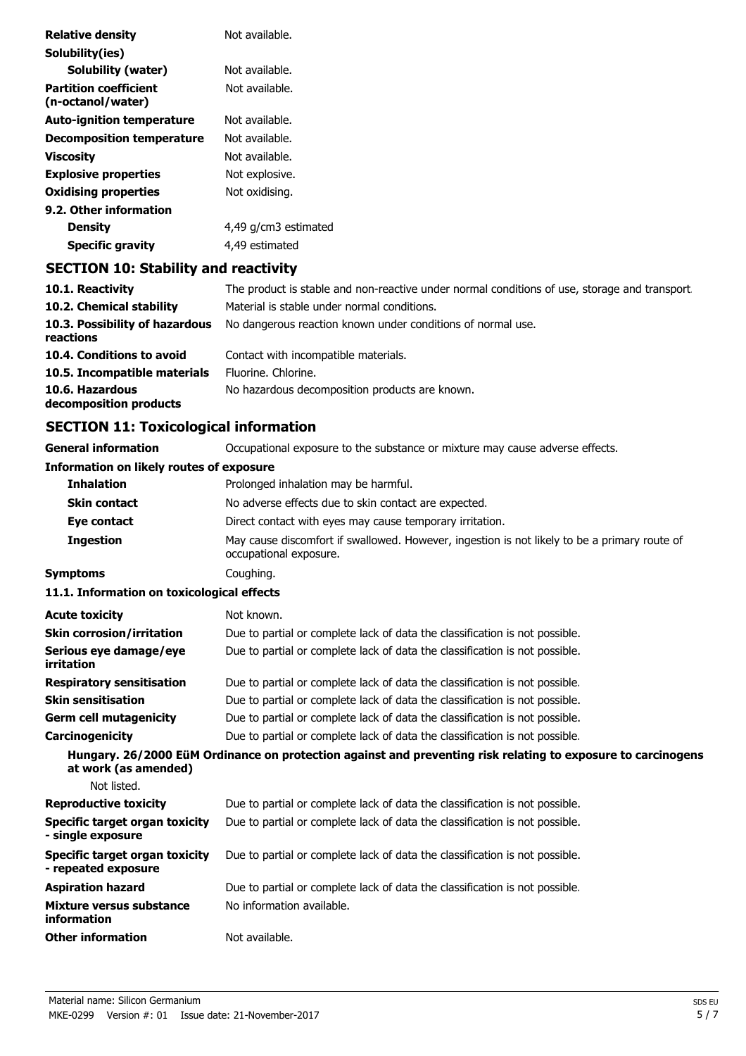| | |
|---|---|
| **Relative density** | Not available. |
| **Solubility(ies)** | |
| **Solubility (water)** | Not available. |
| **Partition coefficient (n-octanol/water)** | Not available. |
| **Auto-ignition temperature** | Not available. |
| **Decomposition temperature** | Not available. |
| **Viscosity** | Not available. |
| **Explosive properties** | Not explosive. |
| **Oxidising properties** | Not oxidising. |
| **9.2. Other information** | |
| **Density** | 4,49 g/cm3 estimated |
| **Specific gravity** | 4,49 estimated |

## SECTION 10: Stability and reactivity

| | |
|---|---|
| **10.1. Reactivity** | The product is stable and non-reactive under normal conditions of use, storage and transport. |
| **10.2. Chemical stability** | Material is stable under normal conditions. |
| **10.3. Possibility of hazardous reactions** | No dangerous reaction known under conditions of normal use. |
| **10.4. Conditions to avoid** | Contact with incompatible materials. |
| **10.5. Incompatible materials** | Fluorine. Chlorine. |
| **10.6. Hazardous decomposition products** | No hazardous decomposition products are known. |

## SECTION 11: Toxicological information

| | |
|---|---|
| **General information** | Occupational exposure to the substance or mixture may cause adverse effects. |
| **Information on likely routes of exposure** | |
| **Inhalation** | Prolonged inhalation may be harmful. |
| **Skin contact** | No adverse effects due to skin contact are expected. |
| **Eye contact** | Direct contact with eyes may cause temporary irritation. |
| **Ingestion** | May cause discomfort if swallowed. However, ingestion is not likely to be a primary route of occupational exposure. |
| **Symptoms** | Coughing. |

**11.1. Information on toxicological effects**

| | |
|---|---|
| **Acute toxicity** | Not known. |
| **Skin corrosion/irritation** | Due to partial or complete lack of data the classification is not possible. |
| **Serious eye damage/eye irritation** | Due to partial or complete lack of data the classification is not possible. |
| **Respiratory sensitisation** | Due to partial or complete lack of data the classification is not possible. |
| **Skin sensitisation** | Due to partial or complete lack of data the classification is not possible. |
| **Germ cell mutagenicity** | Due to partial or complete lack of data the classification is not possible. |
| **Carcinogenicity** | Due to partial or complete lack of data the classification is not possible. |

**Hungary. 26/2000 EüM Ordinance on protection against and preventing risk relating to exposure to carcinogens at work (as amended)**

Not listed.

| | |
|---|---|
| **Reproductive toxicity** | Due to partial or complete lack of data the classification is not possible. |
| **Specific target organ toxicity - single exposure** | Due to partial or complete lack of data the classification is not possible. |
| **Specific target organ toxicity - repeated exposure** | Due to partial or complete lack of data the classification is not possible. |
| **Aspiration hazard** | Due to partial or complete lack of data the classification is not possible. |
| **Mixture versus substance information** | No information available. |
| **Other information** | Not available. |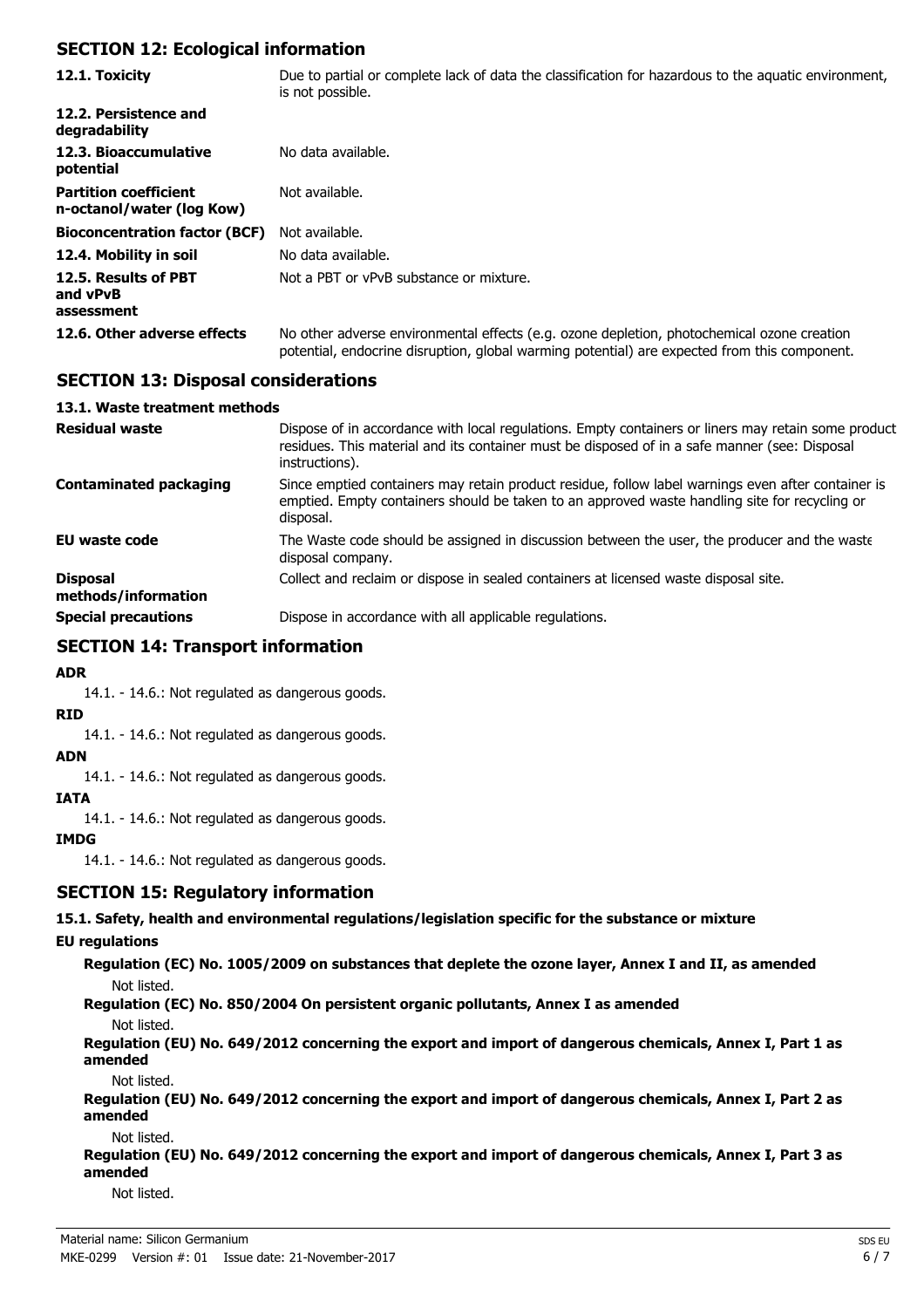## SECTION 12: Ecological information

| | |
|---|---|
| **12.1. Toxicity** | Due to partial or complete lack of data the classification for hazardous to the aquatic environment, is not possible. |
| **12.2. Persistence and degradability** | |
| **12.3. Bioaccumulative potential** | No data available. |
| **Partition coefficient n-octanol/water (log Kow)** | Not available. |
| **Bioconcentration factor (BCF)** | Not available. |
| **12.4. Mobility in soil** | No data available. |
| **12.5. Results of PBT and vPvB assessment** | Not a PBT or vPvB substance or mixture. |
| **12.6. Other adverse effects** | No other adverse environmental effects (e.g. ozone depletion, photochemical ozone creation potential, endocrine disruption, global warming potential) are expected from this component. |

## SECTION 13: Disposal considerations

### 13.1. Waste treatment methods

| | |
|---|---|
| **Residual waste** | Dispose of in accordance with local regulations. Empty containers or liners may retain some product residues. This material and its container must be disposed of in a safe manner (see: Disposal instructions). |
| **Contaminated packaging** | Since emptied containers may retain product residue, follow label warnings even after container is emptied. Empty containers should be taken to an approved waste handling site for recycling or disposal. |
| **EU waste code** | The Waste code should be assigned in discussion between the user, the producer and the waste disposal company. |
| **Disposal methods/information** | Collect and reclaim or dispose in sealed containers at licensed waste disposal site. |
| **Special precautions** | Dispose in accordance with all applicable regulations. |

## SECTION 14: Transport information

**ADR**

14.1. - 14.6.: Not regulated as dangerous goods.

**RID**

14.1. - 14.6.: Not regulated as dangerous goods.

**ADN**

14.1. - 14.6.: Not regulated as dangerous goods.

**IATA**

14.1. - 14.6.: Not regulated as dangerous goods.

**IMDG**

14.1. - 14.6.: Not regulated as dangerous goods.

## SECTION 15: Regulatory information

### 15.1. Safety, health and environmental regulations/legislation specific for the substance or mixture

**EU regulations**

**Regulation (EC) No. 1005/2009 on substances that deplete the ozone layer, Annex I and II, as amended**

Not listed.

**Regulation (EC) No. 850/2004 On persistent organic pollutants, Annex I as amended**

Not listed.

**Regulation (EU) No. 649/2012 concerning the export and import of dangerous chemicals, Annex I, Part 1 as amended**

Not listed.

**Regulation (EU) No. 649/2012 concerning the export and import of dangerous chemicals, Annex I, Part 2 as amended**

Not listed.

**Regulation (EU) No. 649/2012 concerning the export and import of dangerous chemicals, Annex I, Part 3 as amended**

Not listed.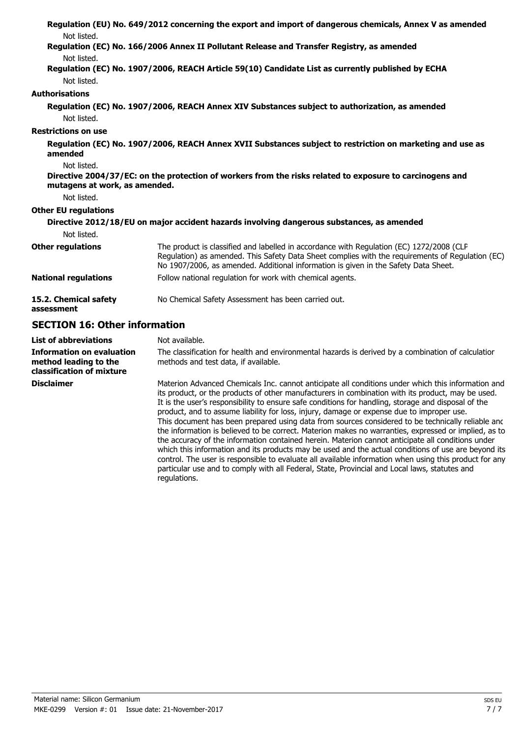**Regulation (EU) No. 649/2012 concerning the export and import of dangerous chemicals, Annex V as amended**

Not listed.

**Regulation (EC) No. 166/2006 Annex II Pollutant Release and Transfer Registry, as amended**

Not listed.

**Regulation (EC) No. 1907/2006, REACH Article 59(10) Candidate List as currently published by ECHA**

Not listed.

**Authorisations**

**Regulation (EC) No. 1907/2006, REACH Annex XIV Substances subject to authorization, as amended**

Not listed.

**Restrictions on use**

**Regulation (EC) No. 1907/2006, REACH Annex XVII Substances subject to restriction on marketing and use as amended**

Not listed.

**Directive 2004/37/EC: on the protection of workers from the risks related to exposure to carcinogens and mutagens at work, as amended.**

Not listed.

**Other EU regulations**

**Directive 2012/18/EU on major accident hazards involving dangerous substances, as amended**

Not listed.

**Other regulations** The product is classified and labelled in accordance with Regulation (EC) 1272/2008 (CLP Regulation) as amended. This Safety Data Sheet complies with the requirements of Regulation (EC) No 1907/2006, as amended. Additional information is given in the Safety Data Sheet.

**National regulations** Follow national regulation for work with chemical agents.

**15.2. Chemical safety assessment** No Chemical Safety Assessment has been carried out.

## SECTION 16: Other information

**List of abbreviations** Not available.

**Information on evaluation method leading to the classification of mixture** The classification for health and environmental hazards is derived by a combination of calculation methods and test data, if available.

**Disclaimer** Materion Advanced Chemicals Inc. cannot anticipate all conditions under which this information and its product, or the products of other manufacturers in combination with its product, may be used. It is the user's responsibility to ensure safe conditions for handling, storage and disposal of the product, and to assume liability for loss, injury, damage or expense due to improper use. This document has been prepared using data from sources considered to be technically reliable and the information is believed to be correct. Materion makes no warranties, expressed or implied, as to the accuracy of the information contained herein. Materion cannot anticipate all conditions under which this information and its products may be used and the actual conditions of use are beyond its control. The user is responsible to evaluate all available information when using this product for any particular use and to comply with all Federal, State, Provincial and Local laws, statutes and regulations.